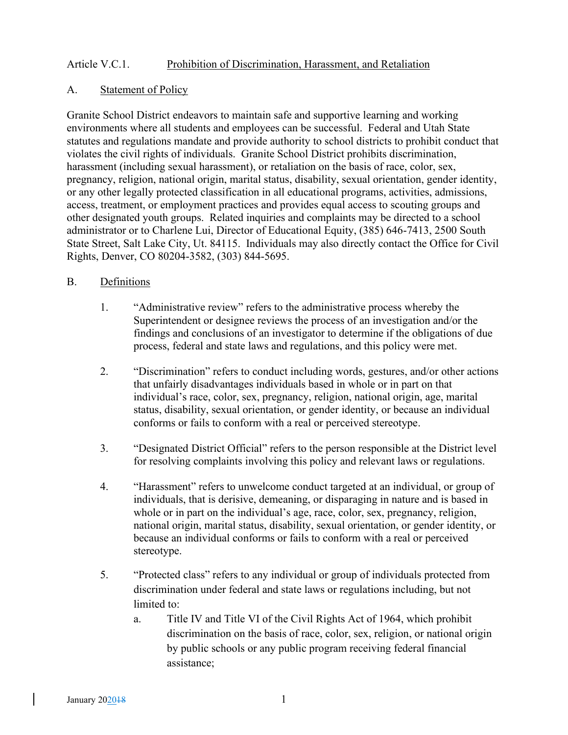Article V.C.1. Prohibition of Discrimination, Harassment, and Retaliation

A. Statement of Policy

Granite School District endeavors to maintain safe and supportive learning and working environments where all students and employees can be successful. Federal and Utah State statutes and regulations mandate and provide authority to school districts to prohibit conduct that violates the civil rights of individuals. Granite School District prohibits discrimination, harassment (including sexual harassment), or retaliation on the basis of race, color, sex, pregnancy, religion, national origin, marital status, disability, sexual orientation, gender identity, or any other legally protected classification in all educational programs, activities, admissions, access, treatment, or employment practices and provides equal access to scouting groups and other designated youth groups. Related inquiries and complaints may be directed to a school administrator or to Charlene Lui, Director of Educational Equity, (385) 646-7413, 2500 South State Street, Salt Lake City, Ut. 84115. Individuals may also directly contact the Office for Civil Rights, Denver, CO 80204-3582, (303) 844-5695.

B. Definitions

1. "Administrative review" refers to the administrative process whereby the Superintendent or designee reviews the process of an investigation and/or the findings and conclusions of an investigator to determine if the obligations of due process, federal and state laws and regulations, and this policy were met.

2. "Discrimination" refers to conduct including words, gestures, and/or other actions that unfairly disadvantages individuals based in whole or in part on that individual's race, color, sex, pregnancy, religion, national origin, age, marital status, disability, sexual orientation, or gender identity, or because an individual conforms or fails to conform with a real or perceived stereotype.

3. "Designated District Official" refers to the person responsible at the District level for resolving complaints involving this policy and relevant laws or regulations.

4. "Harassment" refers to unwelcome conduct targeted at an individual, or group of individuals, that is derisive, demeaning, or disparaging in nature and is based in whole or in part on the individual's age, race, color, sex, pregnancy, religion, national origin, marital status, disability, sexual orientation, or gender identity, or because an individual conforms or fails to conform with a real or perceived stereotype.

5. "Protected class" refers to any individual or group of individuals protected from discrimination under federal and state laws or regulations including, but not limited to:

   a. Title IV and Title VI of the Civil Rights Act of 1964, which prohibit discrimination on the basis of race, color, sex, religion, or national origin by public schools or any public program receiving federal financial assistance;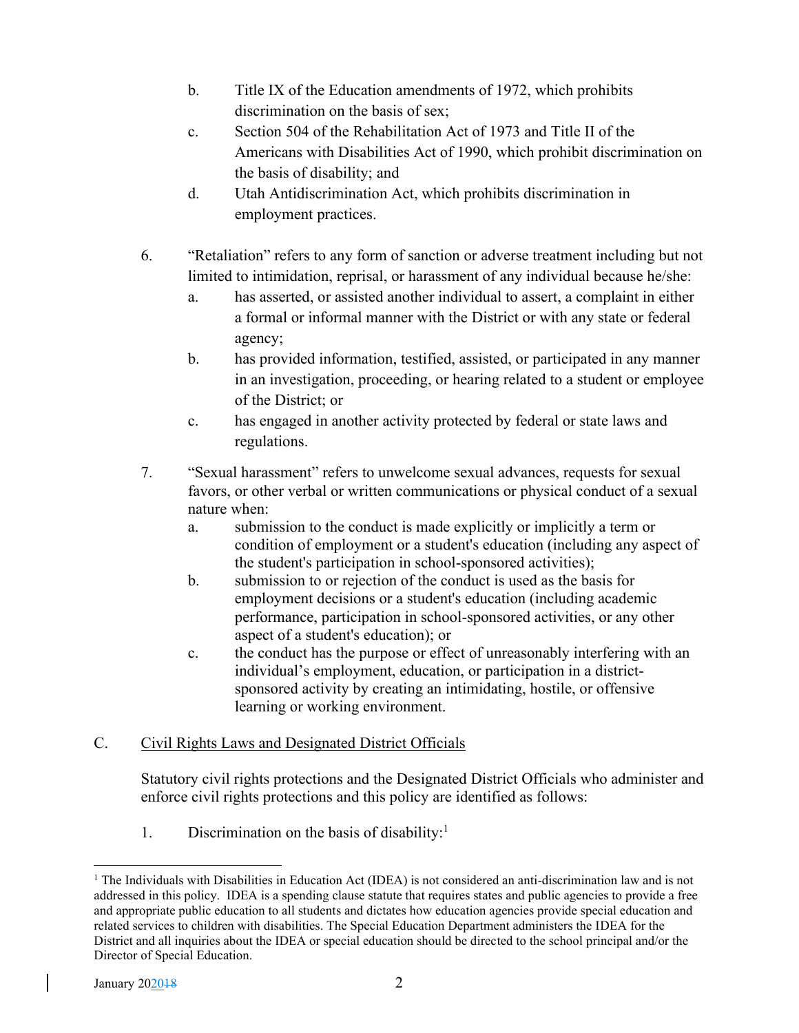b. Title IX of the Education amendments of 1972, which prohibits discrimination on the basis of sex;

c. Section 504 of the Rehabilitation Act of 1973 and Title II of the Americans with Disabilities Act of 1990, which prohibit discrimination on the basis of disability; and

d. Utah Antidiscrimination Act, which prohibits discrimination in employment practices.

6. "Retaliation" refers to any form of sanction or adverse treatment including but not limited to intimidation, reprisal, or harassment of any individual because he/she:

   a. has asserted, or assisted another individual to assert, a complaint in either a formal or informal manner with the District or with any state or federal agency;

   b. has provided information, testified, assisted, or participated in any manner in an investigation, proceeding, or hearing related to a student or employee of the District; or

   c. has engaged in another activity protected by federal or state laws and regulations.

7. "Sexual harassment" refers to unwelcome sexual advances, requests for sexual favors, or other verbal or written communications or physical conduct of a sexual nature when:

   a. submission to the conduct is made explicitly or implicitly a term or condition of employment or a student's education (including any aspect of the student's participation in school-sponsored activities);

   b. submission to or rejection of the conduct is used as the basis for employment decisions or a student's education (including academic performance, participation in school-sponsored activities, or any other aspect of a student's education); or

   c. the conduct has the purpose or effect of unreasonably interfering with an individual's employment, education, or participation in a district-sponsored activity by creating an intimidating, hostile, or offensive learning or working environment.

C. Civil Rights Laws and Designated District Officials

Statutory civil rights protections and the Designated District Officials who administer and enforce civil rights protections and this policy are identified as follows:

1. Discrimination on the basis of disability:[1]

[1] The Individuals with Disabilities in Education Act (IDEA) is not considered an anti-discrimination law and is not addressed in this policy. IDEA is a spending clause statute that requires states and public agencies to provide a free and appropriate public education to all students and dictates how education agencies provide special education and related services to children with disabilities. The Special Education Department administers the IDEA for the District and all inquiries about the IDEA or special education should be directed to the school principal and/or the Director of Special Education.

January 2020~~18~~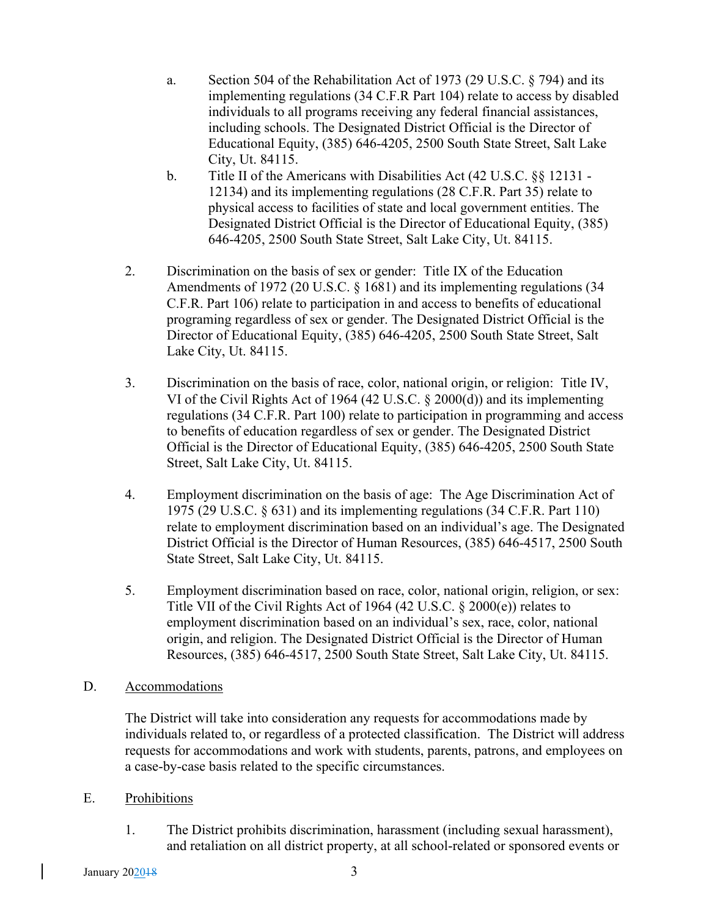a. Section 504 of the Rehabilitation Act of 1973 (29 U.S.C. § 794) and its implementing regulations (34 C.F.R Part 104) relate to access by disabled individuals to all programs receiving any federal financial assistances, including schools. The Designated District Official is the Director of Educational Equity, (385) 646-4205, 2500 South State Street, Salt Lake City, Ut. 84115.

b. Title II of the Americans with Disabilities Act (42 U.S.C. §§ 12131 - 12134) and its implementing regulations (28 C.F.R. Part 35) relate to physical access to facilities of state and local government entities. The Designated District Official is the Director of Educational Equity, (385) 646-4205, 2500 South State Street, Salt Lake City, Ut. 84115.

2. Discrimination on the basis of sex or gender: Title IX of the Education Amendments of 1972 (20 U.S.C. § 1681) and its implementing regulations (34 C.F.R. Part 106) relate to participation in and access to benefits of educational programing regardless of sex or gender. The Designated District Official is the Director of Educational Equity, (385) 646-4205, 2500 South State Street, Salt Lake City, Ut. 84115.

3. Discrimination on the basis of race, color, national origin, or religion: Title IV, VI of the Civil Rights Act of 1964 (42 U.S.C. § 2000(d)) and its implementing regulations (34 C.F.R. Part 100) relate to participation in programming and access to benefits of education regardless of sex or gender. The Designated District Official is the Director of Educational Equity, (385) 646-4205, 2500 South State Street, Salt Lake City, Ut. 84115.

4. Employment discrimination on the basis of age: The Age Discrimination Act of 1975 (29 U.S.C. § 631) and its implementing regulations (34 C.F.R. Part 110) relate to employment discrimination based on an individual's age. The Designated District Official is the Director of Human Resources, (385) 646-4517, 2500 South State Street, Salt Lake City, Ut. 84115.

5. Employment discrimination based on race, color, national origin, religion, or sex: Title VII of the Civil Rights Act of 1964 (42 U.S.C. § 2000(e)) relates to employment discrimination based on an individual's sex, race, color, national origin, and religion. The Designated District Official is the Director of Human Resources, (385) 646-4517, 2500 South State Street, Salt Lake City, Ut. 84115.

D. Accommodations

The District will take into consideration any requests for accommodations made by individuals related to, or regardless of a protected classification. The District will address requests for accommodations and work with students, parents, patrons, and employees on a case-by-case basis related to the specific circumstances.

E. Prohibitions

1. The District prohibits discrimination, harassment (including sexual harassment), and retaliation on all district property, at all school-related or sponsored events or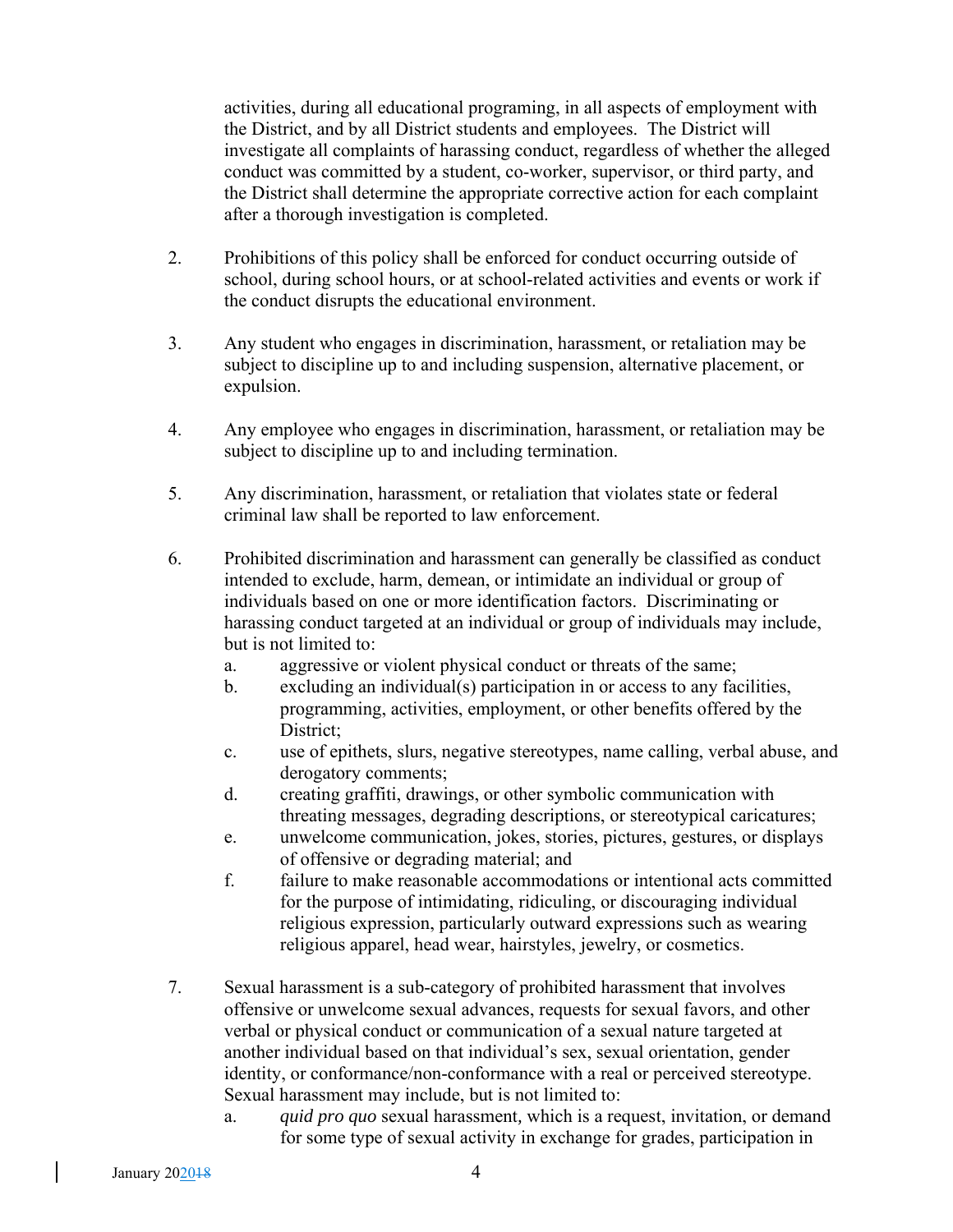activities, during all educational programing, in all aspects of employment with the District, and by all District students and employees. The District will investigate all complaints of harassing conduct, regardless of whether the alleged conduct was committed by a student, co-worker, supervisor, or third party, and the District shall determine the appropriate corrective action for each complaint after a thorough investigation is completed.

2. Prohibitions of this policy shall be enforced for conduct occurring outside of school, during school hours, or at school-related activities and events or work if the conduct disrupts the educational environment.

3. Any student who engages in discrimination, harassment, or retaliation may be subject to discipline up to and including suspension, alternative placement, or expulsion.

4. Any employee who engages in discrimination, harassment, or retaliation may be subject to discipline up to and including termination.

5. Any discrimination, harassment, or retaliation that violates state or federal criminal law shall be reported to law enforcement.

6. Prohibited discrimination and harassment can generally be classified as conduct intended to exclude, harm, demean, or intimidate an individual or group of individuals based on one or more identification factors. Discriminating or harassing conduct targeted at an individual or group of individuals may include, but is not limited to:
   a. aggressive or violent physical conduct or threats of the same;
   b. excluding an individual(s) participation in or access to any facilities, programming, activities, employment, or other benefits offered by the District;
   c. use of epithets, slurs, negative stereotypes, name calling, verbal abuse, and derogatory comments;
   d. creating graffiti, drawings, or other symbolic communication with threating messages, degrading descriptions, or stereotypical caricatures;
   e. unwelcome communication, jokes, stories, pictures, gestures, or displays of offensive or degrading material; and
   f. failure to make reasonable accommodations or intentional acts committed for the purpose of intimidating, ridiculing, or discouraging individual religious expression, particularly outward expressions such as wearing religious apparel, head wear, hairstyles, jewelry, or cosmetics.

7. Sexual harassment is a sub-category of prohibited harassment that involves offensive or unwelcome sexual advances, requests for sexual favors, and other verbal or physical conduct or communication of a sexual nature targeted at another individual based on that individual's sex, sexual orientation, gender identity, or conformance/non-conformance with a real or perceived stereotype. Sexual harassment may include, but is not limited to:
   a. *quid pro quo* sexual harassment, which is a request, invitation, or demand for some type of sexual activity in exchange for grades, participation in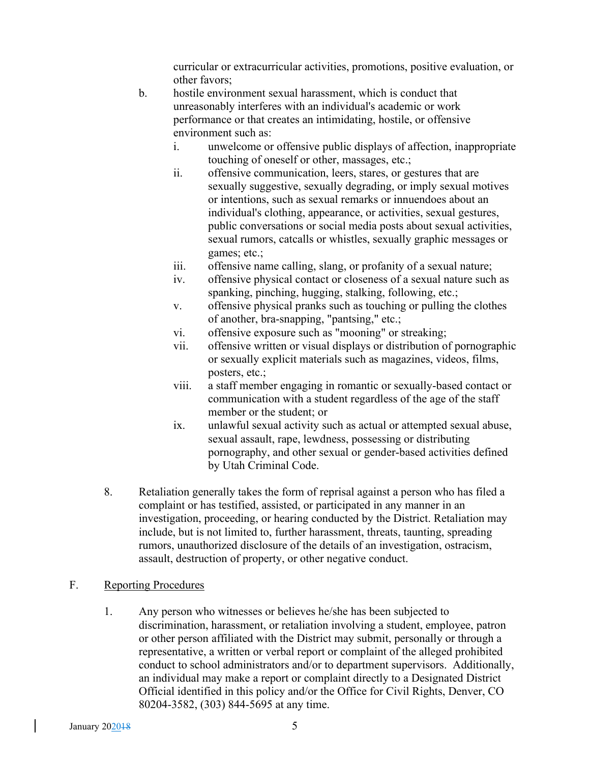curricular or extracurricular activities, promotions, positive evaluation, or other favors;

b. hostile environment sexual harassment, which is conduct that unreasonably interferes with an individual's academic or work performance or that creates an intimidating, hostile, or offensive environment such as:

   i. unwelcome or offensive public displays of affection, inappropriate touching of oneself or other, massages, etc.;

   ii. offensive communication, leers, stares, or gestures that are sexually suggestive, sexually degrading, or imply sexual motives or intentions, such as sexual remarks or innuendoes about an individual's clothing, appearance, or activities, sexual gestures, public conversations or social media posts about sexual activities, sexual rumors, catcalls or whistles, sexually graphic messages or games; etc.;

   iii. offensive name calling, slang, or profanity of a sexual nature;

   iv. offensive physical contact or closeness of a sexual nature such as spanking, pinching, hugging, stalking, following, etc.;

   v. offensive physical pranks such as touching or pulling the clothes of another, bra-snapping, "pantsing," etc.;

   vi. offensive exposure such as "mooning" or streaking;

   vii. offensive written or visual displays or distribution of pornographic or sexually explicit materials such as magazines, videos, films, posters, etc.;

   viii. a staff member engaging in romantic or sexually-based contact or communication with a student regardless of the age of the staff member or the student; or

   ix. unlawful sexual activity such as actual or attempted sexual abuse, sexual assault, rape, lewdness, possessing or distributing pornography, and other sexual or gender-based activities defined by Utah Criminal Code.

8. Retaliation generally takes the form of reprisal against a person who has filed a complaint or has testified, assisted, or participated in any manner in an investigation, proceeding, or hearing conducted by the District. Retaliation may include, but is not limited to, further harassment, threats, taunting, spreading rumors, unauthorized disclosure of the details of an investigation, ostracism, assault, destruction of property, or other negative conduct.

F. Reporting Procedures

1. Any person who witnesses or believes he/she has been subjected to discrimination, harassment, or retaliation involving a student, employee, patron or other person affiliated with the District may submit, personally or through a representative, a written or verbal report or complaint of the alleged prohibited conduct to school administrators and/or to department supervisors. Additionally, an individual may make a report or complaint directly to a Designated District Official identified in this policy and/or the Office for Civil Rights, Denver, CO 80204-3582, (303) 844-5695 at any time.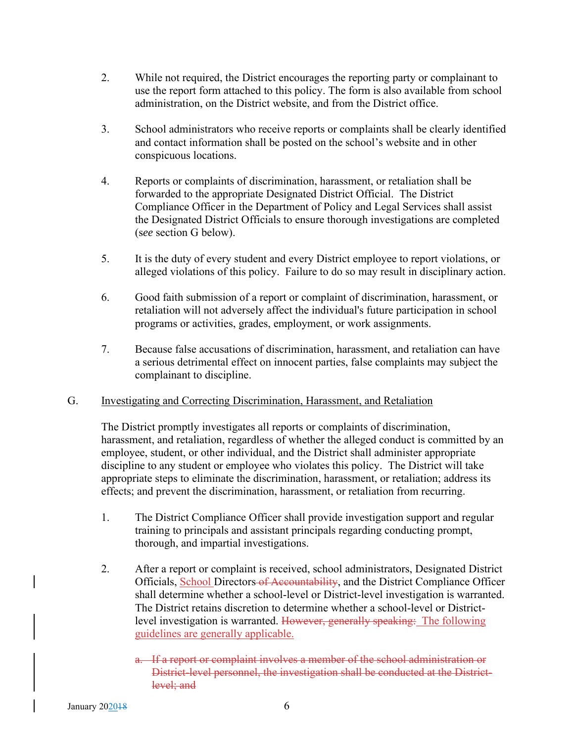2. While not required, the District encourages the reporting party or complainant to use the report form attached to this policy. The form is also available from school administration, on the District website, and from the District office.

3. School administrators who receive reports or complaints shall be clearly identified and contact information shall be posted on the school's website and in other conspicuous locations.

4. Reports or complaints of discrimination, harassment, or retaliation shall be forwarded to the appropriate Designated District Official. The District Compliance Officer in the Department of Policy and Legal Services shall assist the Designated District Officials to ensure thorough investigations are completed (*see* section G below).

5. It is the duty of every student and every District employee to report violations, or alleged violations of this policy. Failure to do so may result in disciplinary action.

6. Good faith submission of a report or complaint of discrimination, harassment, or retaliation will not adversely affect the individual's future participation in school programs or activities, grades, employment, or work assignments.

7. Because false accusations of discrimination, harassment, and retaliation can have a serious detrimental effect on innocent parties, false complaints may subject the complainant to discipline.

G. <u>Investigating and Correcting Discrimination, Harassment, and Retaliation</u>

The District promptly investigates all reports or complaints of discrimination, harassment, and retaliation, regardless of whether the alleged conduct is committed by an employee, student, or other individual, and the District shall administer appropriate discipline to any student or employee who violates this policy. The District will take appropriate steps to eliminate the discrimination, harassment, or retaliation; address its effects; and prevent the discrimination, harassment, or retaliation from recurring.

1. The District Compliance Officer shall provide investigation support and regular training to principals and assistant principals regarding conducting prompt, thorough, and impartial investigations.

2. After a report or complaint is received, school administrators, Designated District Officials, School Directors ~~of Accountability~~, and the District Compliance Officer shall determine whether a school-level or District-level investigation is warranted. The District retains discretion to determine whether a school-level or District-level investigation is warranted. ~~However, generally speaking:~~ The following guidelines are generally applicable.

   ~~a. If a report or complaint involves a member of the school administration or District-level personnel, the investigation shall be conducted at the District-level; and~~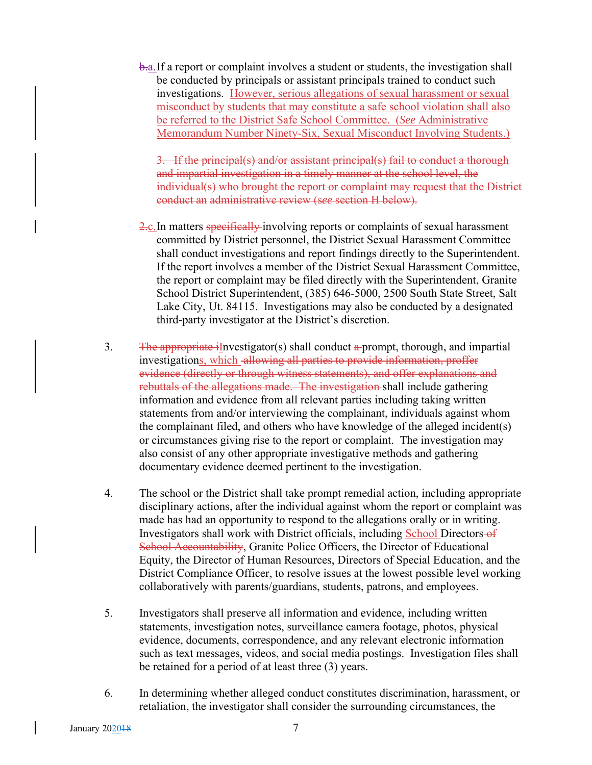~~b.~~a. If a report or complaint involves a student or students, the investigation shall be conducted by principals or assistant principals trained to conduct such investigations. However, serious allegations of sexual harassment or sexual misconduct by students that may constitute a safe school violation shall also be referred to the District Safe School Committee. (*See* Administrative Memorandum Number Ninety-Six, Sexual Misconduct Involving Students.)

~~3. If the principal(s) and/or assistant principal(s) fail to conduct a thorough and impartial investigation in a timely manner at the school level, the individual(s) who brought the report or complaint may request that the District conduct an administrative review (*see* section H below).~~

~~2.~~c. In matters ~~specifically~~ involving reports or complaints of sexual harassment committed by District personnel, the District Sexual Harassment Committee shall conduct investigations and report findings directly to the Superintendent. If the report involves a member of the District Sexual Harassment Committee, the report or complaint may be filed directly with the Superintendent, Granite School District Superintendent, (385) 646-5000, 2500 South State Street, Salt Lake City, Ut. 84115. Investigations may also be conducted by a designated third-party investigator at the District's discretion.

3. ~~The appropriate i~~Investigator(s) shall conduct ~~a~~ prompt, thorough, and impartial investigation~~s~~, which ~~allowing all parties to provide information, proffer evidence (directly or through witness statements), and offer explanations and rebuttals of the allegations made. The investigation~~ shall include gathering information and evidence from all relevant parties including taking written statements from and/or interviewing the complainant, individuals against whom the complainant filed, and others who have knowledge of the alleged incident(s) or circumstances giving rise to the report or complaint. The investigation may also consist of any other appropriate investigative methods and gathering documentary evidence deemed pertinent to the investigation.

4. The school or the District shall take prompt remedial action, including appropriate disciplinary actions, after the individual against whom the report or complaint was made has had an opportunity to respond to the allegations orally or in writing. Investigators shall work with District officials, including School Directors ~~of School Accountability~~, Granite Police Officers, the Director of Educational Equity, the Director of Human Resources, Directors of Special Education, and the District Compliance Officer, to resolve issues at the lowest possible level working collaboratively with parents/guardians, students, patrons, and employees.

5. Investigators shall preserve all information and evidence, including written statements, investigation notes, surveillance camera footage, photos, physical evidence, documents, correspondence, and any relevant electronic information such as text messages, videos, and social media postings. Investigation files shall be retained for a period of at least three (3) years.

6. In determining whether alleged conduct constitutes discrimination, harassment, or retaliation, the investigator shall consider the surrounding circumstances, the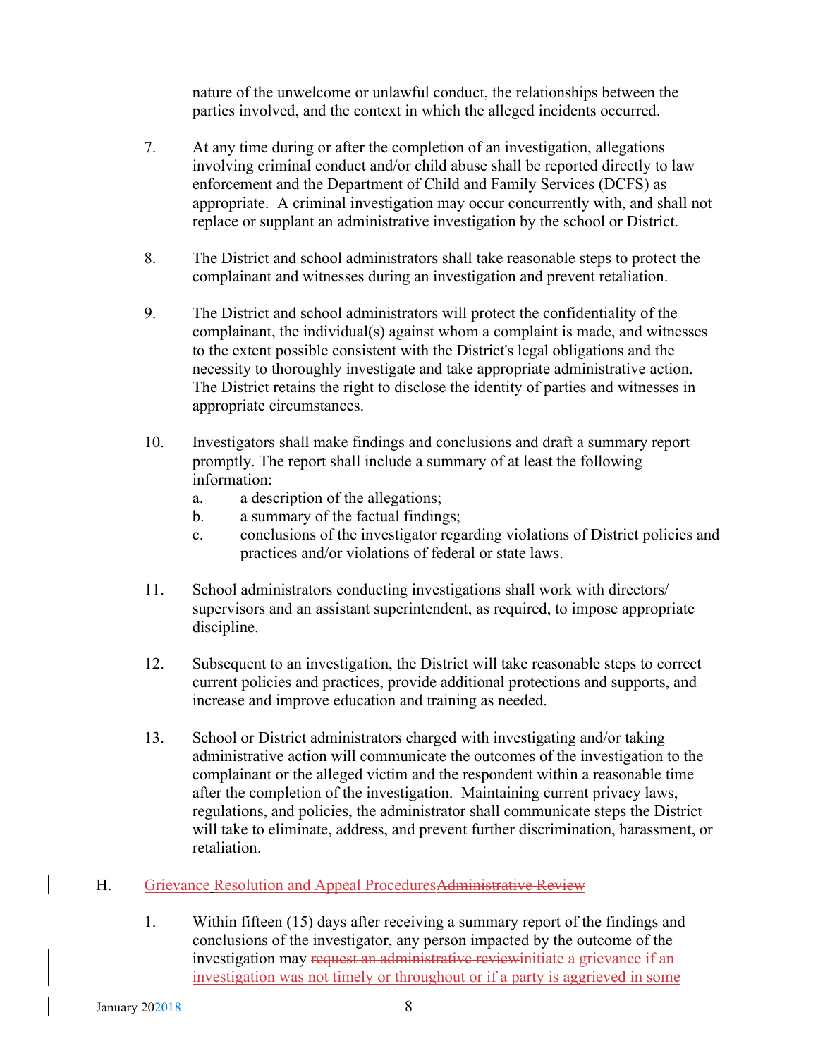nature of the unwelcome or unlawful conduct, the relationships between the parties involved, and the context in which the alleged incidents occurred.

7. At any time during or after the completion of an investigation, allegations involving criminal conduct and/or child abuse shall be reported directly to law enforcement and the Department of Child and Family Services (DCFS) as appropriate. A criminal investigation may occur concurrently with, and shall not replace or supplant an administrative investigation by the school or District.

8. The District and school administrators shall take reasonable steps to protect the complainant and witnesses during an investigation and prevent retaliation.

9. The District and school administrators will protect the confidentiality of the complainant, the individual(s) against whom a complaint is made, and witnesses to the extent possible consistent with the District's legal obligations and the necessity to thoroughly investigate and take appropriate administrative action. The District retains the right to disclose the identity of parties and witnesses in appropriate circumstances.

10. Investigators shall make findings and conclusions and draft a summary report promptly. The report shall include a summary of at least the following information:
    a. a description of the allegations;
    b. a summary of the factual findings;
    c. conclusions of the investigator regarding violations of District policies and practices and/or violations of federal or state laws.

11. School administrators conducting investigations shall work with directors/ supervisors and an assistant superintendent, as required, to impose appropriate discipline.

12. Subsequent to an investigation, the District will take reasonable steps to correct current policies and practices, provide additional protections and supports, and increase and improve education and training as needed.

13. School or District administrators charged with investigating and/or taking administrative action will communicate the outcomes of the investigation to the complainant or the alleged victim and the respondent within a reasonable time after the completion of the investigation. Maintaining current privacy laws, regulations, and policies, the administrator shall communicate steps the District will take to eliminate, address, and prevent further discrimination, harassment, or retaliation.

H. Grievance Resolution and Appeal Procedures~~Administrative Review~~

1. Within fifteen (15) days after receiving a summary report of the findings and conclusions of the investigator, any person impacted by the outcome of the investigation may ~~request an administrative review~~initiate a grievance if an investigation was not timely or throughout or if a party is aggrieved in some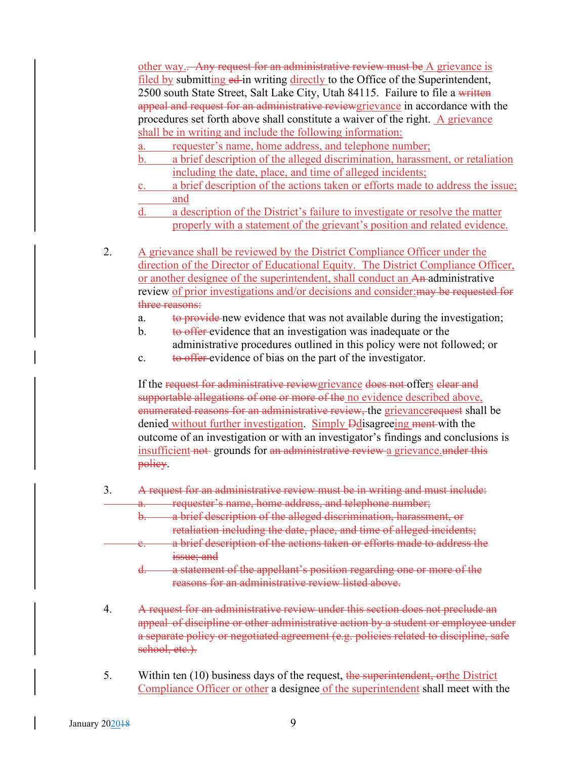other way~~. Any request for an administrative review must be~~ A grievance is filed by submitting~~ed~~ in writing directly to the Office of the Superintendent, 2500 south State Street, Salt Lake City, Utah 84115. Failure to file a ~~written appeal and request for an administrative review~~grievance in accordance with the procedures set forth above shall constitute a waiver of the right. A grievance shall be in writing and include the following information:

a. requester's name, home address, and telephone number;
b. a brief description of the alleged discrimination, harassment, or retaliation including the date, place, and time of alleged incidents;
c. a brief description of the actions taken or efforts made to address the issue; and
d. a description of the District's failure to investigate or resolve the matter properly with a statement of the grievant's position and related evidence.

2. A grievance shall be reviewed by the District Compliance Officer under the direction of the Director of Educational Equity. The District Compliance Officer, or another designee of the superintendent, shall conduct an ~~An~~ administrative review of prior investigations and/or decisions and consider:~~may be requested for three reasons:~~

   a. ~~to provide~~ new evidence that was not available during the investigation;
   b. ~~to offer~~ evidence that an investigation was inadequate or the administrative procedures outlined in this policy were not followed; or
   c. ~~to offer~~ evidence of bias on the part of the investigator.

   If the ~~request for administrative review~~grievance ~~does not~~ offers ~~clear and supportable allegations of one or more of the~~ no evidence described above, ~~enumerated reasons for an administrative review,~~ the grievance~~request~~ shall be denied without further investigation. Simply ~~D~~disagreeing~~ment~~ with the outcome of an investigation or with an investigator's findings and conclusions is insufficient ~~not~~ grounds for ~~an administrative review~~ a grievance.~~under this policy~~.

3. ~~A request for an administrative review must be in writing and must include:~~
   ~~a. requester's name, home address, and telephone number;~~
   ~~b. a brief description of the alleged discrimination, harassment, or retaliation including the date, place, and time of alleged incidents;~~
   ~~c. a brief description of the actions taken or efforts made to address the issue; and~~
   ~~d. a statement of the appellant's position regarding one or more of the reasons for an administrative review listed above.~~

4. ~~A request for an administrative review under this section does not preclude an appeal of discipline or other administrative action by a student or employee under a separate policy or negotiated agreement (e.g. policies related to discipline, safe school, etc.).~~

5. Within ten (10) business days of the request, ~~the superintendent, or~~the District Compliance Officer or other a designee of the superintendent shall meet with the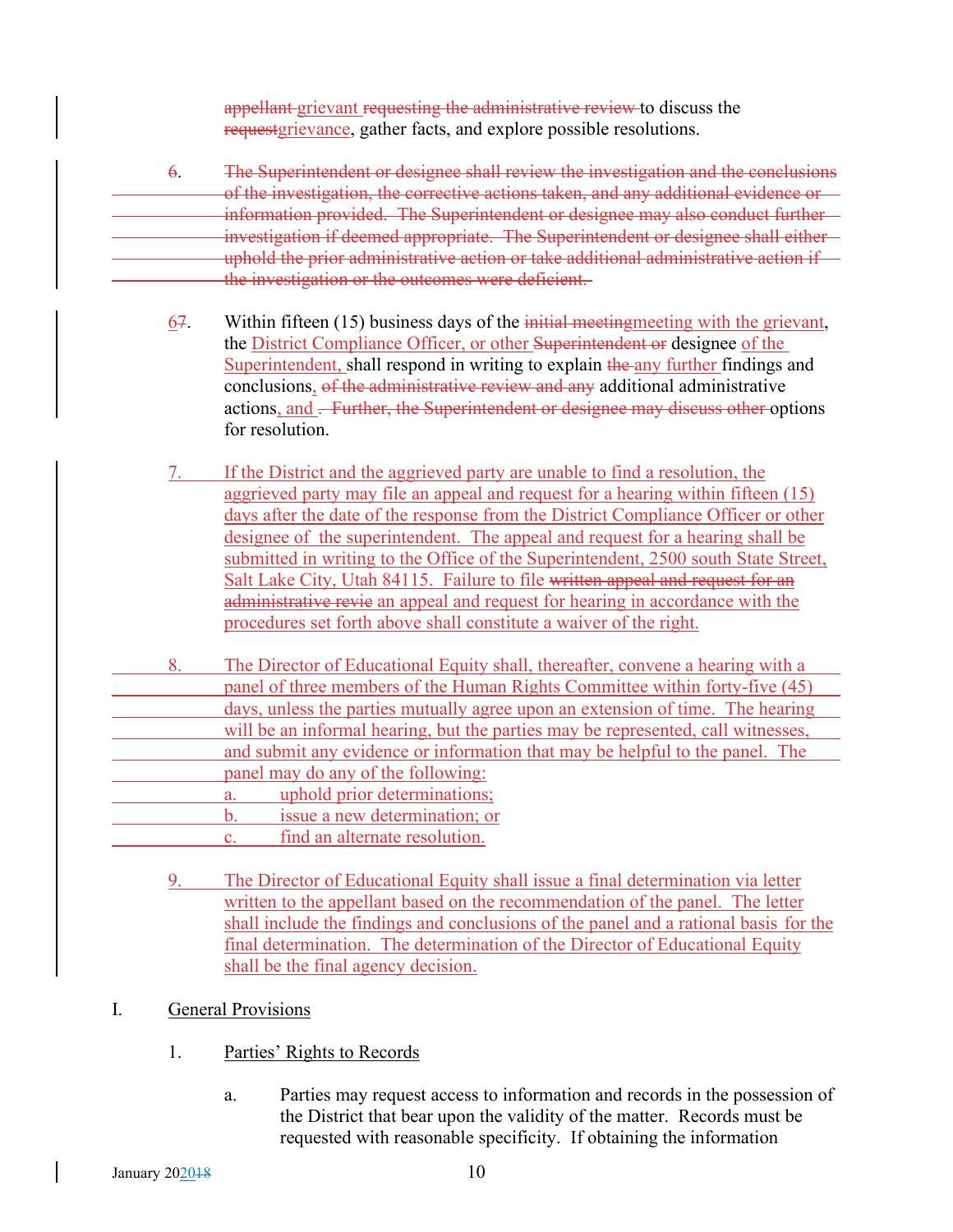~~appellant~~ grievant ~~requesting the administrative review~~ to discuss the ~~request~~grievance, gather facts, and explore possible resolutions.

~~6. The Superintendent or designee shall review the investigation and the conclusions of the investigation, the corrective actions taken, and any additional evidence or information provided. The Superintendent or designee may also conduct further investigation if deemed appropriate. The Superintendent or designee shall either uphold the prior administrative action or take additional administrative action if the investigation or the outcomes were deficient.~~

6~~7~~. Within fifteen (15) business days of the ~~initial meeting~~meeting with the grievant, the District Compliance Officer, or other ~~Superintendent or~~ designee of the Superintendent, shall respond in writing to explain ~~the~~ any further findings and conclusions, ~~of the administrative review and any~~ additional administrative actions, and ~~. Further, the Superintendent or designee may discuss other~~ options for resolution.

7. If the District and the aggrieved party are unable to find a resolution, the aggrieved party may file an appeal and request for a hearing within fifteen (15) days after the date of the response from the District Compliance Officer or other designee of the superintendent. The appeal and request for a hearing shall be submitted in writing to the Office of the Superintendent, 2500 south State Street, Salt Lake City, Utah 84115. Failure to file ~~written appeal and request for an administrative revie~~ an appeal and request for hearing in accordance with the procedures set forth above shall constitute a waiver of the right.

8. The Director of Educational Equity shall, thereafter, convene a hearing with a panel of three members of the Human Rights Committee within forty-five (45) days, unless the parties mutually agree upon an extension of time. The hearing will be an informal hearing, but the parties may be represented, call witnesses, and submit any evidence or information that may be helpful to the panel. The panel may do any of the following:
   a. uphold prior determinations;
   b. issue a new determination; or
   c. find an alternate resolution.

9. The Director of Educational Equity shall issue a final determination via letter written to the appellant based on the recommendation of the panel. The letter shall include the findings and conclusions of the panel and a rational basis for the final determination. The determination of the Director of Educational Equity shall be the final agency decision.

I. General Provisions

1. Parties' Rights to Records

   a. Parties may request access to information and records in the possession of the District that bear upon the validity of the matter. Records must be requested with reasonable specificity. If obtaining the information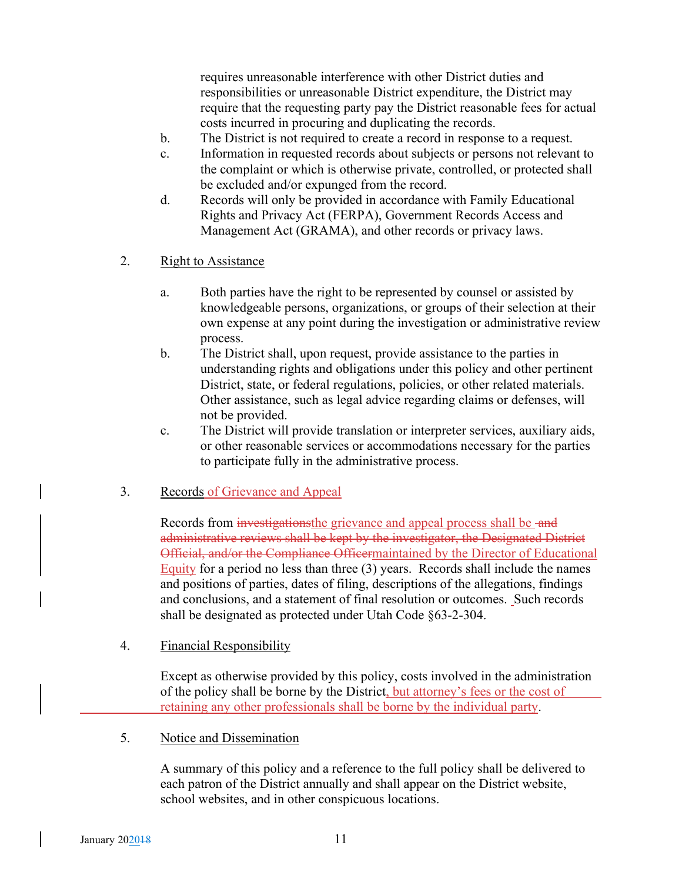requires unreasonable interference with other District duties and responsibilities or unreasonable District expenditure, the District may require that the requesting party pay the District reasonable fees for actual costs incurred in procuring and duplicating the records.

b. The District is not required to create a record in response to a request.

c. Information in requested records about subjects or persons not relevant to the complaint or which is otherwise private, controlled, or protected shall be excluded and/or expunged from the record.

d. Records will only be provided in accordance with Family Educational Rights and Privacy Act (FERPA), Government Records Access and Management Act (GRAMA), and other records or privacy laws.

2. Right to Assistance

a. Both parties have the right to be represented by counsel or assisted by knowledgeable persons, organizations, or groups of their selection at their own expense at any point during the investigation or administrative review process.

b. The District shall, upon request, provide assistance to the parties in understanding rights and obligations under this policy and other pertinent District, state, or federal regulations, policies, or other related materials. Other assistance, such as legal advice regarding claims or defenses, will not be provided.

c. The District will provide translation or interpreter services, auxiliary aids, or other reasonable services or accommodations necessary for the parties to participate fully in the administrative process.

3. Records of Grievance and Appeal

Records from ~~investigations~~the grievance and appeal process shall be ~~and administrative reviews shall be kept by the investigator, the Designated District Official, and/or the Compliance Officer~~maintained by the Director of Educational Equity for a period no less than three (3) years. Records shall include the names and positions of parties, dates of filing, descriptions of the allegations, findings and conclusions, and a statement of final resolution or outcomes. Such records shall be designated as protected under Utah Code §63-2-304.

4. Financial Responsibility

Except as otherwise provided by this policy, costs involved in the administration of the policy shall be borne by the District, but attorney's fees or the cost of retaining any other professionals shall be borne by the individual party.

5. Notice and Dissemination

A summary of this policy and a reference to the full policy shall be delivered to each patron of the District annually and shall appear on the District website, school websites, and in other conspicuous locations.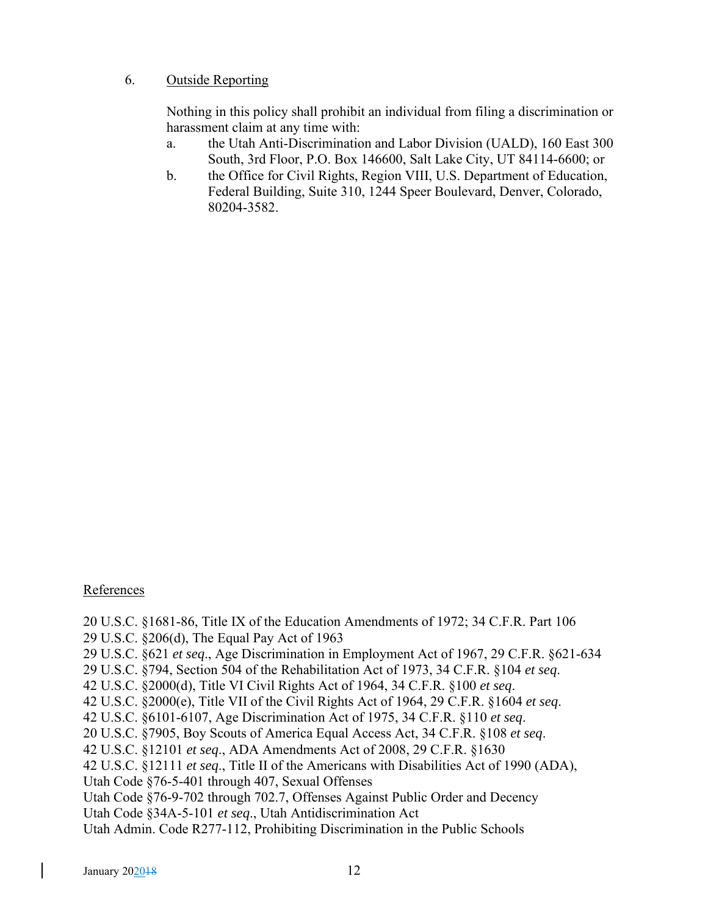6. Outside Reporting

Nothing in this policy shall prohibit an individual from filing a discrimination or harassment claim at any time with:

a. the Utah Anti-Discrimination and Labor Division (UALD), 160 East 300 South, 3rd Floor, P.O. Box 146600, Salt Lake City, UT 84114-6600; or

b. the Office for Civil Rights, Region VIII, U.S. Department of Education, Federal Building, Suite 310, 1244 Speer Boulevard, Denver, Colorado, 80204-3582.

References

20 U.S.C. §1681-86, Title IX of the Education Amendments of 1972; 34 C.F.R. Part 106
29 U.S.C. §206(d), The Equal Pay Act of 1963
29 U.S.C. §621 *et seq*., Age Discrimination in Employment Act of 1967, 29 C.F.R. §621-634
29 U.S.C. §794, Section 504 of the Rehabilitation Act of 1973, 34 C.F.R. §104 *et seq*.
42 U.S.C. §2000(d), Title VI Civil Rights Act of 1964, 34 C.F.R. §100 *et seq*.
42 U.S.C. §2000(e), Title VII of the Civil Rights Act of 1964, 29 C.F.R. §1604 *et seq*.
42 U.S.C. §6101-6107, Age Discrimination Act of 1975, 34 C.F.R. §110 *et seq*.
20 U.S.C. §7905, Boy Scouts of America Equal Access Act, 34 C.F.R. §108 *et seq*.
42 U.S.C. §12101 *et seq*., ADA Amendments Act of 2008, 29 C.F.R. §1630
42 U.S.C. §12111 *et seq*., Title II of the Americans with Disabilities Act of 1990 (ADA),
Utah Code §76-5-401 through 407, Sexual Offenses
Utah Code §76-9-702 through 702.7, Offenses Against Public Order and Decency
Utah Code §34A-5-101 *et seq*., Utah Antidiscrimination Act
Utah Admin. Code R277-112, Prohibiting Discrimination in the Public Schools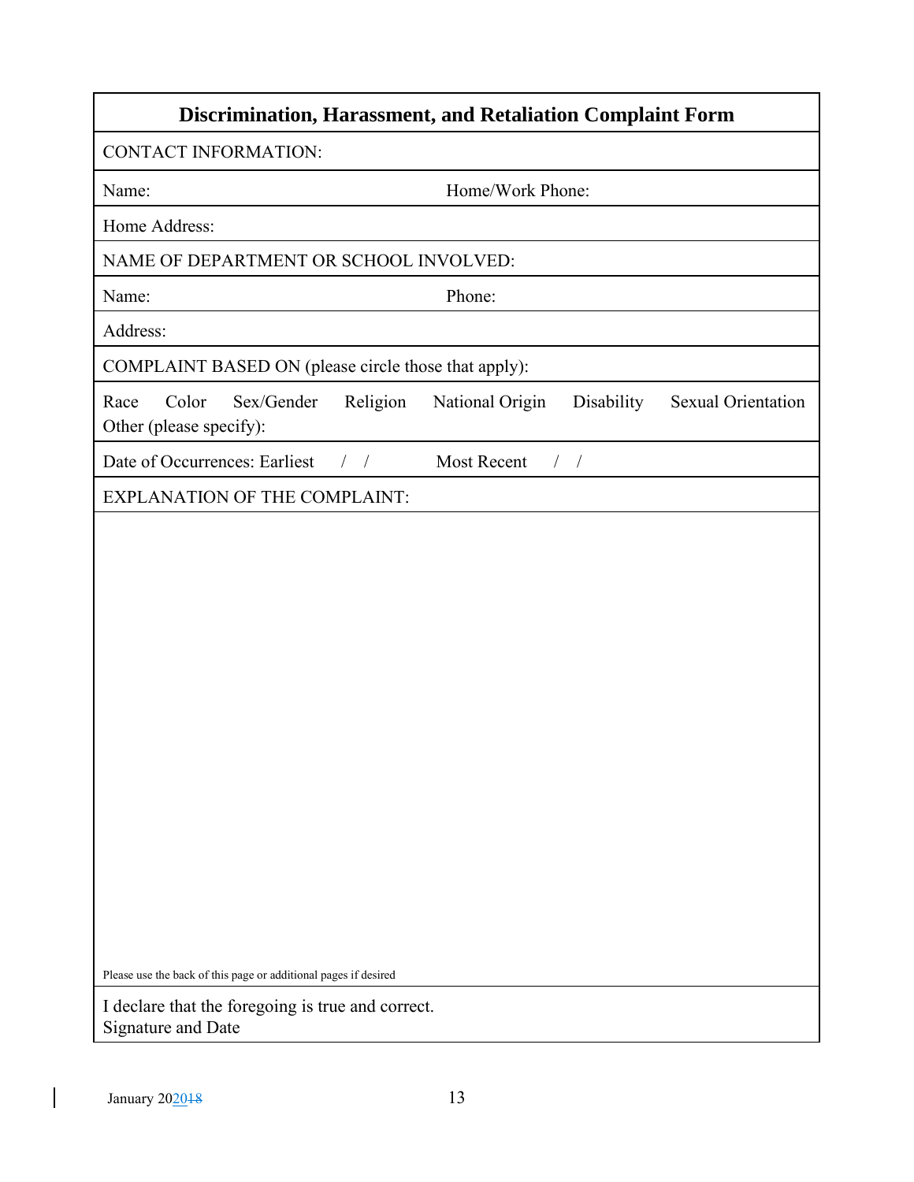| **Discrimination, Harassment, and Retaliation Complaint Form** | |
|---|---|
| CONTACT INFORMATION: | |
| Name: | Home/Work Phone: |
| Home Address: | |
| NAME OF DEPARTMENT OR SCHOOL INVOLVED: | |
| Name: | Phone: |
| Address: | |
| COMPLAINT BASED ON (please circle those that apply): | |
| Race Color Sex/Gender Religion National Origin Disability Sexual Orientation Other (please specify): | |
| Date of Occurrences: Earliest / / | Most Recent / / |
| EXPLANATION OF THE COMPLAINT: | |
| Please use the back of this page or additional pages if desired | |
| I declare that the foregoing is true and correct. Signature and Date | |

January 2020